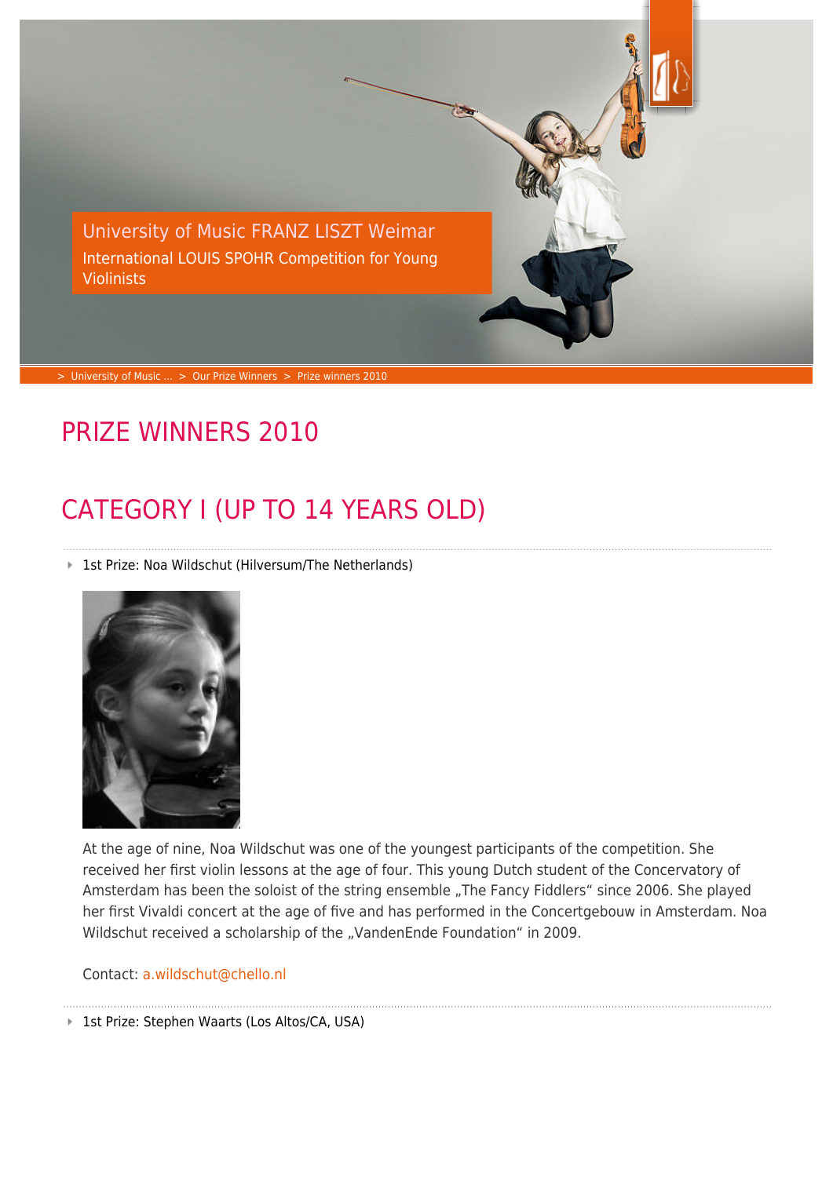University of Music FRANZ LISZT Weimar

International LOUIS SPOHR Competition for Young Violinists

> University of Music ... > Our Prize Winners > Prize winners 2010

# PRIZE WINNERS 2010

## CATEGORY I (UP TO 14 YEARS OLD)

- 1st Prize: Noa Wildschut (Hilversum/The Netherlands)

At the age of nine, Noa Wildschut was one of the youngest participants of the competition. She received her first violin lessons at the age of four. This young Dutch student of the Concervatory of Amsterdam has been the soloist of the string ensemble „The Fancy Fiddlers" since 2006. She played her first Vivaldi concert at the age of five and has performed in the Concertgebouw in Amsterdam. Noa Wildschut received a scholarship of the „VandenEnde Foundation" in 2009.

Contact: a.wildschut@chello.nl

- 1st Prize: Stephen Waarts (Los Altos/CA, USA)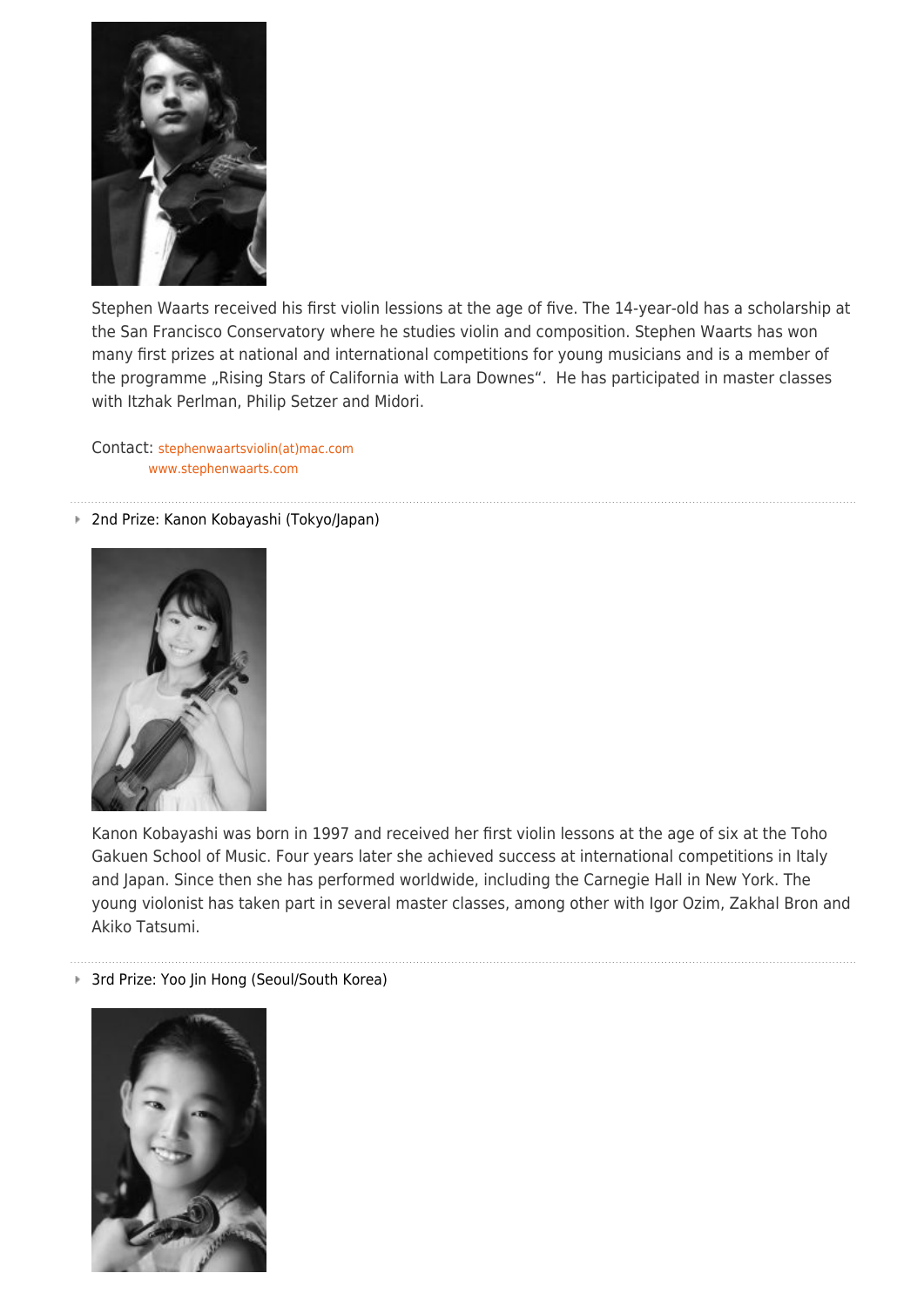Stephen Waarts received his first violin lessions at the age of five. The 14-year-old has a scholarship at the San Francisco Conservatory where he studies violin and composition. Stephen Waarts has won many first prizes at national and international competitions for young musicians and is a member of the programme „Rising Stars of California with Lara Downes“. He has participated in master classes with Itzhak Perlman, Philip Setzer and Midori.

Contact: stephenwaartsviolin(at)mac.com
www.stephenwaarts.com

- 2nd Prize: Kanon Kobayashi (Tokyo/Japan)

Kanon Kobayashi was born in 1997 and received her first violin lessons at the age of six at the Toho Gakuen School of Music. Four years later she achieved success at international competitions in Italy and Japan. Since then she has performed worldwide, including the Carnegie Hall in New York. The young violonist has taken part in several master classes, among other with Igor Ozim, Zakhal Bron and Akiko Tatsumi.

- 3rd Prize: Yoo Jin Hong (Seoul/South Korea)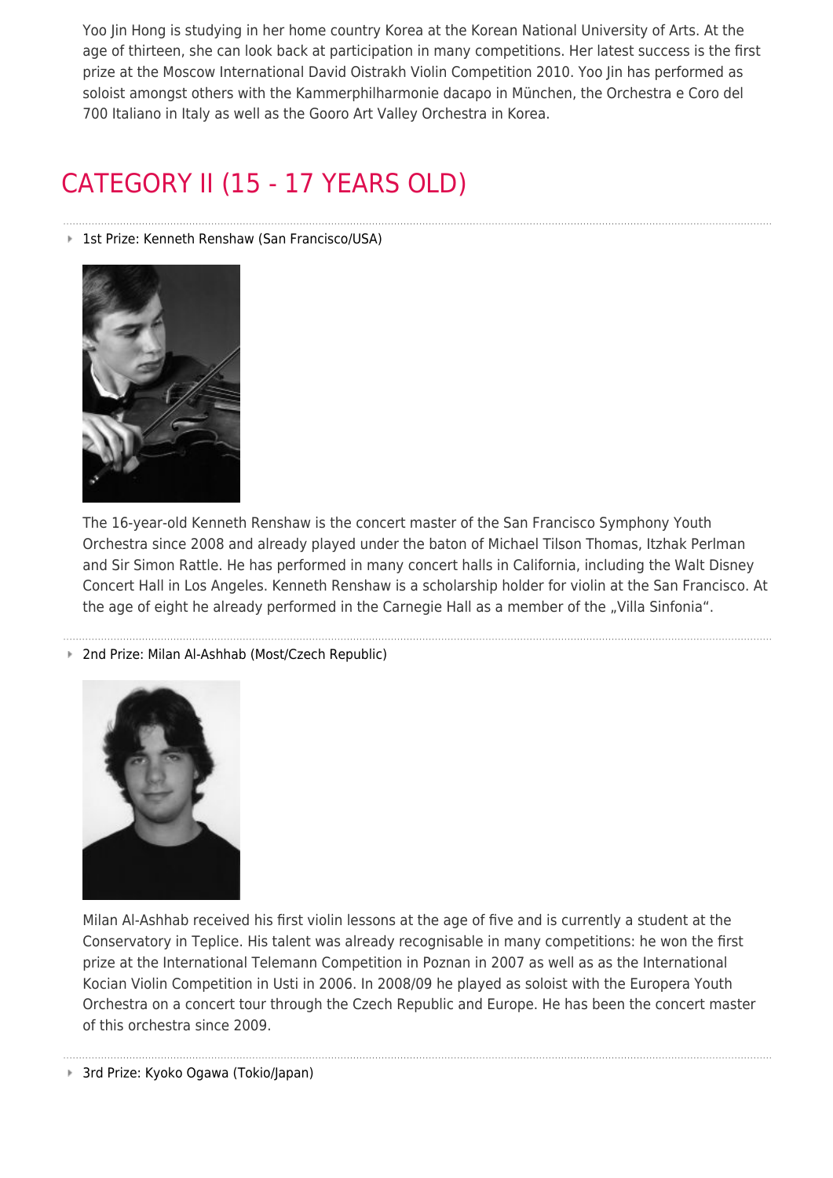Yoo Jin Hong is studying in her home country Korea at the Korean National University of Arts. At the age of thirteen, she can look back at participation in many competitions. Her latest success is the first prize at the Moscow International David Oistrakh Violin Competition 2010. Yoo Jin has performed as soloist amongst others with the Kammerphilharmonie dacapo in München, the Orchestra e Coro del 700 Italiano in Italy as well as the Gooro Art Valley Orchestra in Korea.

## CATEGORY II (15 - 17 YEARS OLD)

- 1st Prize: Kenneth Renshaw (San Francisco/USA)

The 16-year-old Kenneth Renshaw is the concert master of the San Francisco Symphony Youth Orchestra since 2008 and already played under the baton of Michael Tilson Thomas, Itzhak Perlman and Sir Simon Rattle. He has performed in many concert halls in California, including the Walt Disney Concert Hall in Los Angeles. Kenneth Renshaw is a scholarship holder for violin at the San Francisco. At the age of eight he already performed in the Carnegie Hall as a member of the „Villa Sinfonia".

- 2nd Prize: Milan Al-Ashhab (Most/Czech Republic)

Milan Al-Ashhab received his first violin lessons at the age of five and is currently a student at the Conservatory in Teplice. His talent was already recognisable in many competitions: he won the first prize at the International Telemann Competition in Poznan in 2007 as well as as the International Kocian Violin Competition in Usti in 2006. In 2008/09 he played as soloist with the Europera Youth Orchestra on a concert tour through the Czech Republic and Europe. He has been the concert master of this orchestra since 2009.

- 3rd Prize: Kyoko Ogawa (Tokio/Japan)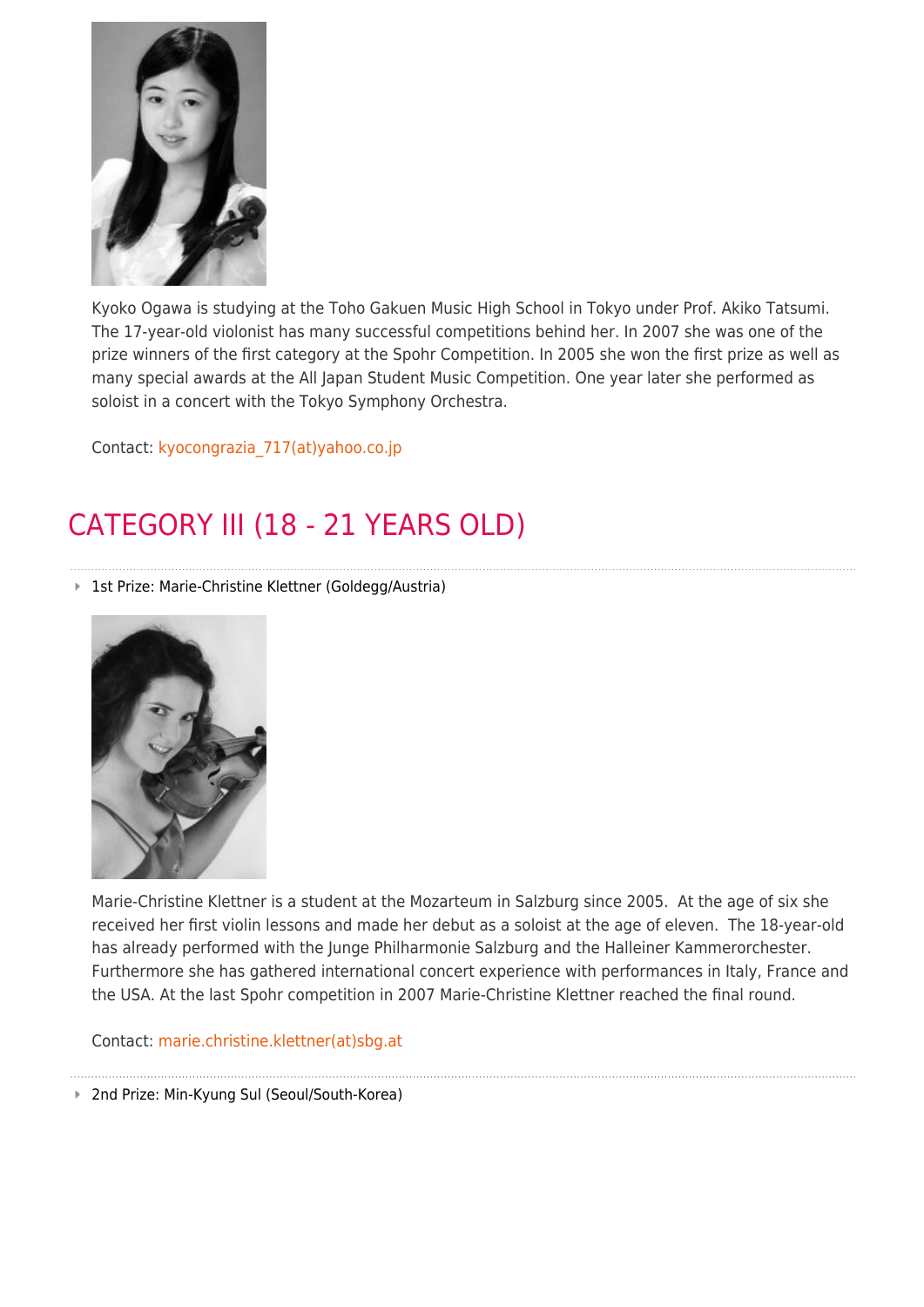Kyoko Ogawa is studying at the Toho Gakuen Music High School in Tokyo under Prof. Akiko Tatsumi. The 17-year-old violonist has many successful competitions behind her. In 2007 she was one of the prize winners of the first category at the Spohr Competition. In 2005 she won the first prize as well as many special awards at the All Japan Student Music Competition. One year later she performed as soloist in a concert with the Tokyo Symphony Orchestra.

Contact: kyocongrazia_717(at)yahoo.co.jp

## CATEGORY III (18 - 21 YEARS OLD)

- 1st Prize: Marie-Christine Klettner (Goldegg/Austria)

Marie-Christine Klettner is a student at the Mozarteum in Salzburg since 2005. At the age of six she received her first violin lessons and made her debut as a soloist at the age of eleven. The 18-year-old has already performed with the Junge Philharmonie Salzburg and the Halleiner Kammerorchester. Furthermore she has gathered international concert experience with performances in Italy, France and the USA. At the last Spohr competition in 2007 Marie-Christine Klettner reached the final round.

Contact: marie.christine.klettner(at)sbg.at

- 2nd Prize: Min-Kyung Sul (Seoul/South-Korea)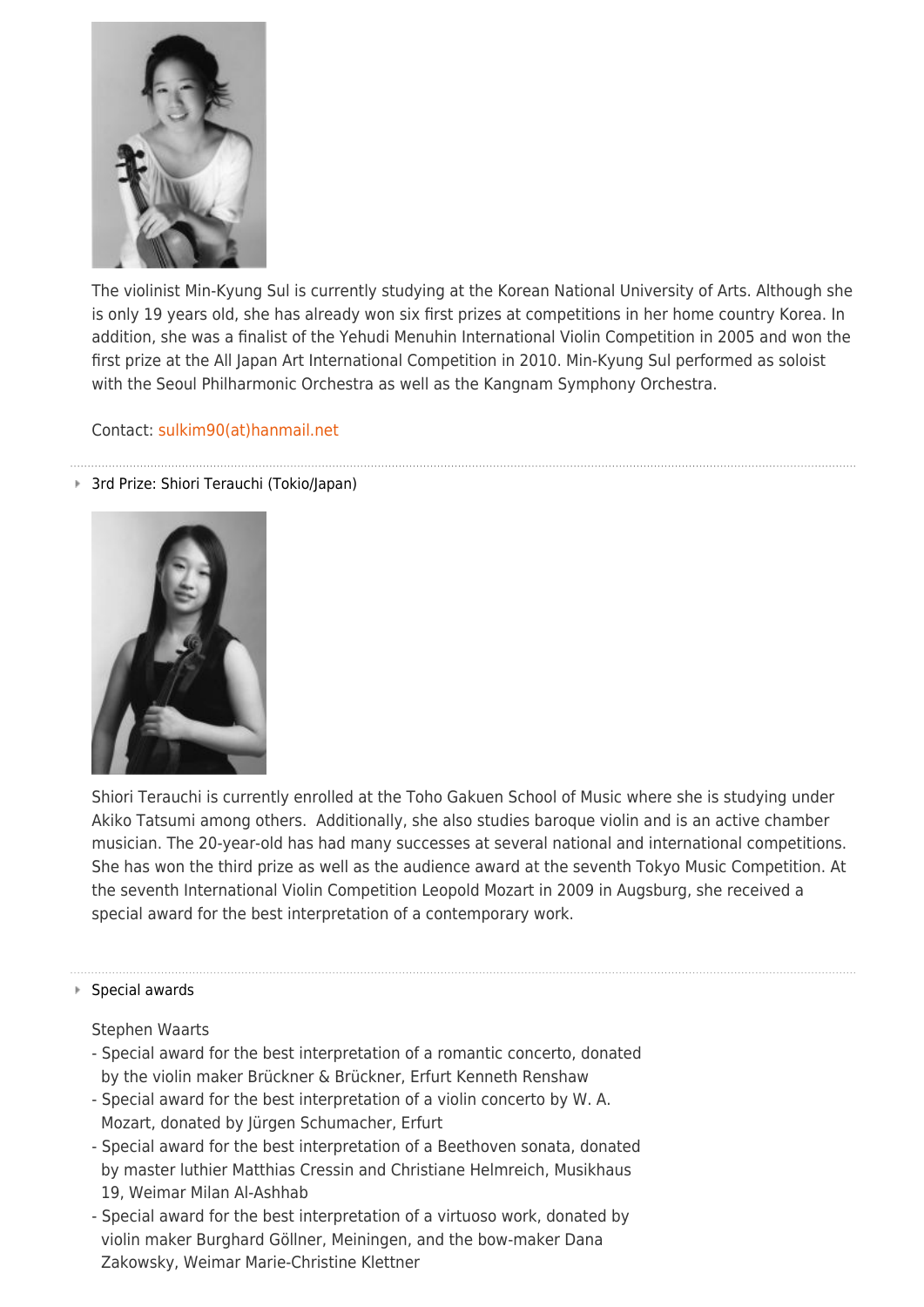The violinist Min-Kyung Sul is currently studying at the Korean National University of Arts. Although she is only 19 years old, she has already won six first prizes at competitions in her home country Korea. In addition, she was a finalist of the Yehudi Menuhin International Violin Competition in 2005 and won the first prize at the All Japan Art International Competition in 2010. Min-Kyung Sul performed as soloist with the Seoul Philharmonic Orchestra as well as the Kangnam Symphony Orchestra.

Contact: sulkim90(at)hanmail.net

---

3rd Prize: Shiori Terauchi (Tokio/Japan)

Shiori Terauchi is currently enrolled at the Toho Gakuen School of Music where she is studying under Akiko Tatsumi among others. Additionally, she also studies baroque violin and is an active chamber musician. The 20-year-old has had many successes at several national and international competitions. She has won the third prize as well as the audience award at the seventh Tokyo Music Competition. At the seventh International Violin Competition Leopold Mozart in 2009 in Augsburg, she received a special award for the best interpretation of a contemporary work.

---

Special awards

Stephen Waarts
- Special award for the best interpretation of a romantic concerto, donated by the violin maker Brückner & Brückner, Erfurt Kenneth Renshaw
- Special award for the best interpretation of a violin concerto by W. A. Mozart, donated by Jürgen Schumacher, Erfurt
- Special award for the best interpretation of a Beethoven sonata, donated by master luthier Matthias Cressin and Christiane Helmreich, Musikhaus 19, Weimar Milan Al-Ashhab
- Special award for the best interpretation of a virtuoso work, donated by violin maker Burghard Göllner, Meiningen, and the bow-maker Dana Zakowsky, Weimar Marie-Christine Klettner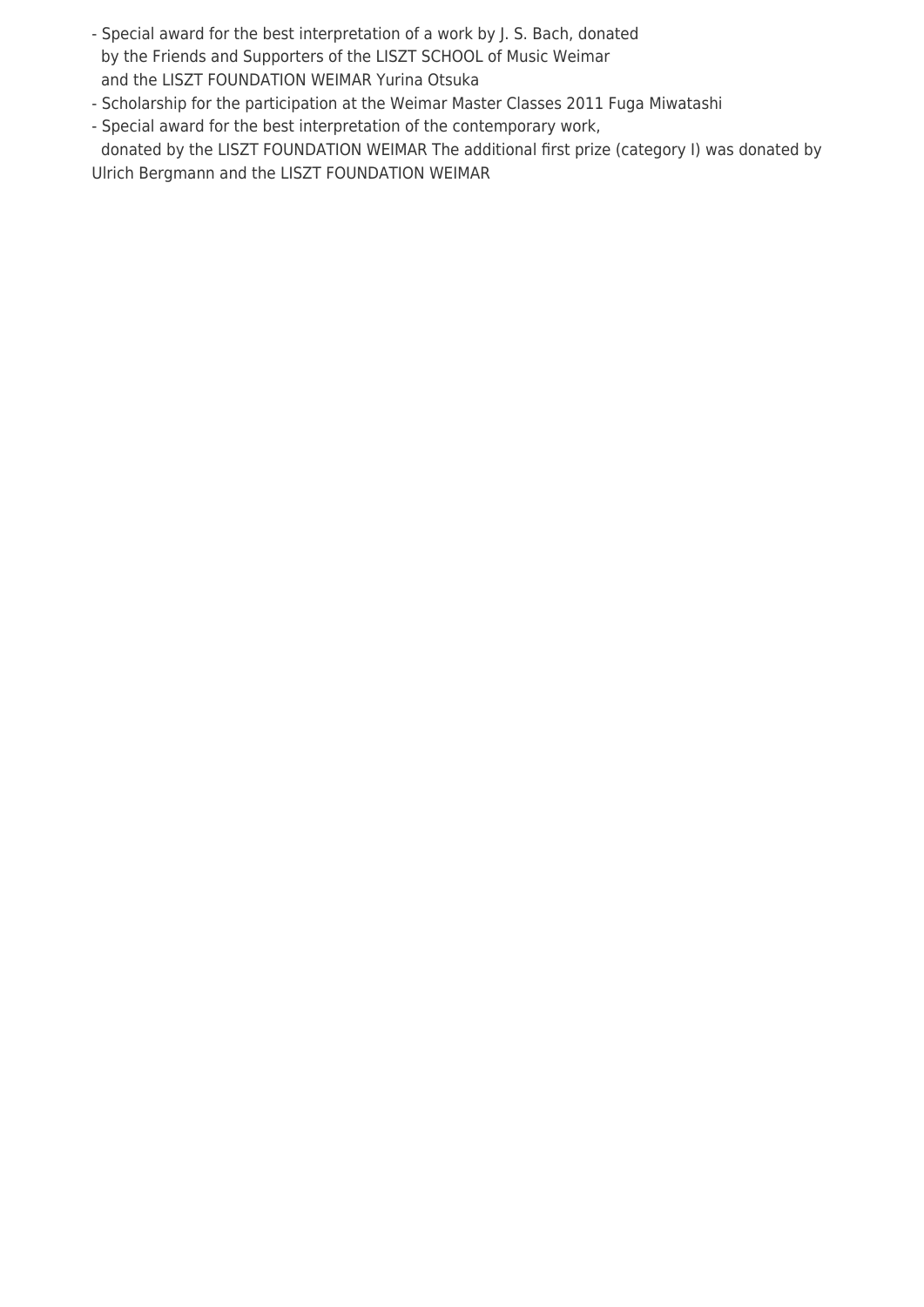- Special award for the best interpretation of a work by J. S. Bach, donated by the Friends and Supporters of the LISZT SCHOOL of Music Weimar and the LISZT FOUNDATION WEIMAR Yurina Otsuka
- Scholarship for the participation at the Weimar Master Classes 2011 Fuga Miwatashi
- Special award for the best interpretation of the contemporary work, donated by the LISZT FOUNDATION WEIMAR The additional first prize (category I) was donated by Ulrich Bergmann and the LISZT FOUNDATION WEIMAR